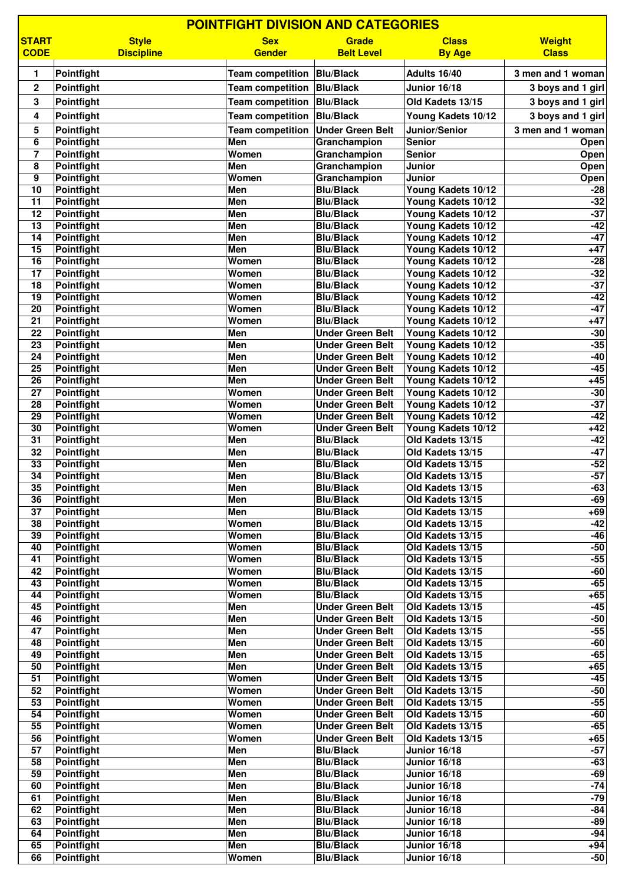# POINTFIGHT DIVISION AND CATEGORIES

| START CODE | Style Discipline | Sex Gender | Grade Belt Level | Class By Age | Weight Class |
|---|---|---|---|---|---|
| 1 | Pointfight | Team competition | Blu/Black | Adults 16/40 | 3 men and 1 woman |
| 2 | Pointfight | Team competition | Blu/Black | Junior 16/18 | 3 boys and 1 girl |
| 3 | Pointfight | Team competition | Blu/Black | Old Kadets 13/15 | 3 boys and 1 girl |
| 4 | Pointfight | Team competition | Blu/Black | Young Kadets 10/12 | 3 boys and 1 girl |
| 5 | Pointfight | Team competition | Under Green Belt | Junior/Senior | 3 men and 1 woman |
| 6 | Pointfight | Men | Granchampion | Senior | Open |
| 7 | Pointfight | Women | Granchampion | Senior | Open |
| 8 | Pointfight | Men | Granchampion | Junior | Open |
| 9 | Pointfight | Women | Granchampion | Junior | Open |
| 10 | Pointfight | Men | Blu/Black | Young Kadets 10/12 | -28 |
| 11 | Pointfight | Men | Blu/Black | Young Kadets 10/12 | -32 |
| 12 | Pointfight | Men | Blu/Black | Young Kadets 10/12 | -37 |
| 13 | Pointfight | Men | Blu/Black | Young Kadets 10/12 | -42 |
| 14 | Pointfight | Men | Blu/Black | Young Kadets 10/12 | -47 |
| 15 | Pointfight | Men | Blu/Black | Young Kadets 10/12 | +47 |
| 16 | Pointfight | Women | Blu/Black | Young Kadets 10/12 | -28 |
| 17 | Pointfight | Women | Blu/Black | Young Kadets 10/12 | -32 |
| 18 | Pointfight | Women | Blu/Black | Young Kadets 10/12 | -37 |
| 19 | Pointfight | Women | Blu/Black | Young Kadets 10/12 | -42 |
| 20 | Pointfight | Women | Blu/Black | Young Kadets 10/12 | -47 |
| 21 | Pointfight | Women | Blu/Black | Young Kadets 10/12 | +47 |
| 22 | Pointfight | Men | Under Green Belt | Young Kadets 10/12 | -30 |
| 23 | Pointfight | Men | Under Green Belt | Young Kadets 10/12 | -35 |
| 24 | Pointfight | Men | Under Green Belt | Young Kadets 10/12 | -40 |
| 25 | Pointfight | Men | Under Green Belt | Young Kadets 10/12 | -45 |
| 26 | Pointfight | Men | Under Green Belt | Young Kadets 10/12 | +45 |
| 27 | Pointfight | Women | Under Green Belt | Young Kadets 10/12 | -30 |
| 28 | Pointfight | Women | Under Green Belt | Young Kadets 10/12 | -37 |
| 29 | Pointfight | Women | Under Green Belt | Young Kadets 10/12 | -42 |
| 30 | Pointfight | Women | Under Green Belt | Young Kadets 10/12 | +42 |
| 31 | Pointfight | Men | Blu/Black | Old Kadets 13/15 | -42 |
| 32 | Pointfight | Men | Blu/Black | Old Kadets 13/15 | -47 |
| 33 | Pointfight | Men | Blu/Black | Old Kadets 13/15 | -52 |
| 34 | Pointfight | Men | Blu/Black | Old Kadets 13/15 | -57 |
| 35 | Pointfight | Men | Blu/Black | Old Kadets 13/15 | -63 |
| 36 | Pointfight | Men | Blu/Black | Old Kadets 13/15 | -69 |
| 37 | Pointfight | Men | Blu/Black | Old Kadets 13/15 | +69 |
| 38 | Pointfight | Women | Blu/Black | Old Kadets 13/15 | -42 |
| 39 | Pointfight | Women | Blu/Black | Old Kadets 13/15 | -46 |
| 40 | Pointfight | Women | Blu/Black | Old Kadets 13/15 | -50 |
| 41 | Pointfight | Women | Blu/Black | Old Kadets 13/15 | -55 |
| 42 | Pointfight | Women | Blu/Black | Old Kadets 13/15 | -60 |
| 43 | Pointfight | Women | Blu/Black | Old Kadets 13/15 | -65 |
| 44 | Pointfight | Women | Blu/Black | Old Kadets 13/15 | +65 |
| 45 | Pointfight | Men | Under Green Belt | Old Kadets 13/15 | -45 |
| 46 | Pointfight | Men | Under Green Belt | Old Kadets 13/15 | -50 |
| 47 | Pointfight | Men | Under Green Belt | Old Kadets 13/15 | -55 |
| 48 | Pointfight | Men | Under Green Belt | Old Kadets 13/15 | -60 |
| 49 | Pointfight | Men | Under Green Belt | Old Kadets 13/15 | -65 |
| 50 | Pointfight | Men | Under Green Belt | Old Kadets 13/15 | +65 |
| 51 | Pointfight | Women | Under Green Belt | Old Kadets 13/15 | -45 |
| 52 | Pointfight | Women | Under Green Belt | Old Kadets 13/15 | -50 |
| 53 | Pointfight | Women | Under Green Belt | Old Kadets 13/15 | -55 |
| 54 | Pointfight | Women | Under Green Belt | Old Kadets 13/15 | -60 |
| 55 | Pointfight | Women | Under Green Belt | Old Kadets 13/15 | -65 |
| 56 | Pointfight | Women | Under Green Belt | Old Kadets 13/15 | +65 |
| 57 | Pointfight | Men | Blu/Black | Junior 16/18 | -57 |
| 58 | Pointfight | Men | Blu/Black | Junior 16/18 | -63 |
| 59 | Pointfight | Men | Blu/Black | Junior 16/18 | -69 |
| 60 | Pointfight | Men | Blu/Black | Junior 16/18 | -74 |
| 61 | Pointfight | Men | Blu/Black | Junior 16/18 | -79 |
| 62 | Pointfight | Men | Blu/Black | Junior 16/18 | -84 |
| 63 | Pointfight | Men | Blu/Black | Junior 16/18 | -89 |
| 64 | Pointfight | Men | Blu/Black | Junior 16/18 | -94 |
| 65 | Pointfight | Men | Blu/Black | Junior 16/18 | +94 |
| 66 | Pointfight | Women | Blu/Black | Junior 16/18 | -50 |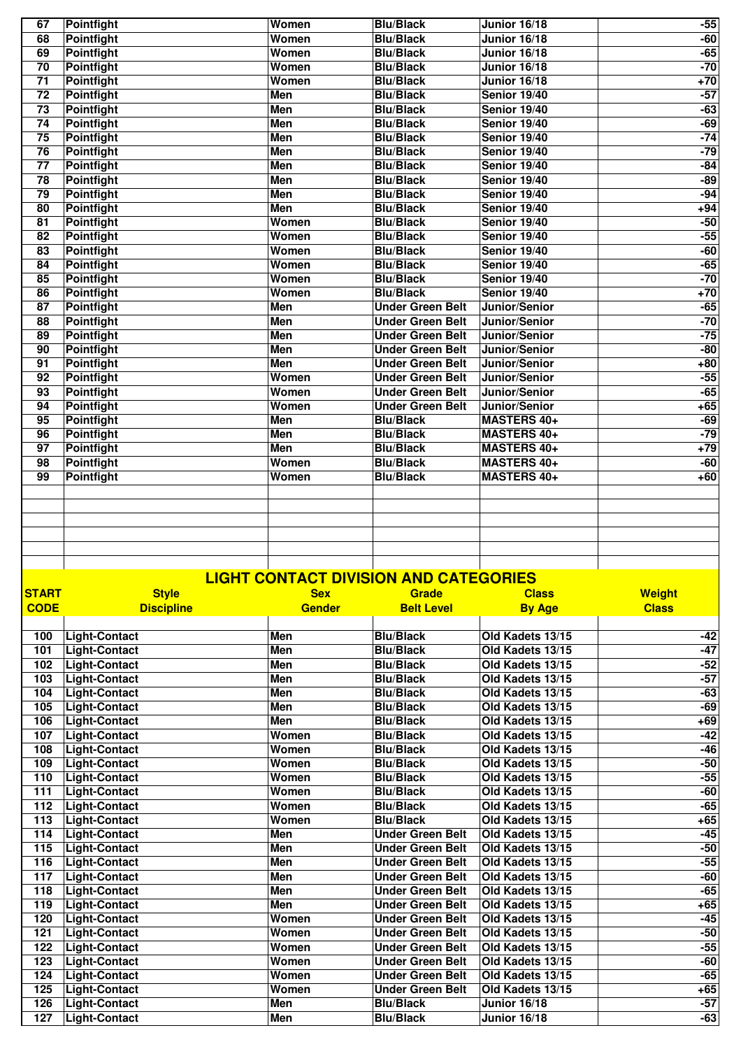| | | | | | |
|---|---|---|---|---|---|
| 67 | Pointfight | Women | Blu/Black | Junior 16/18 | -55 |
| 68 | Pointfight | Women | Blu/Black | Junior 16/18 | -60 |
| 69 | Pointfight | Women | Blu/Black | Junior 16/18 | -65 |
| 70 | Pointfight | Women | Blu/Black | Junior 16/18 | -70 |
| 71 | Pointfight | Women | Blu/Black | Junior 16/18 | +70 |
| 72 | Pointfight | Men | Blu/Black | Senior 19/40 | -57 |
| 73 | Pointfight | Men | Blu/Black | Senior 19/40 | -63 |
| 74 | Pointfight | Men | Blu/Black | Senior 19/40 | -69 |
| 75 | Pointfight | Men | Blu/Black | Senior 19/40 | -74 |
| 76 | Pointfight | Men | Blu/Black | Senior 19/40 | -79 |
| 77 | Pointfight | Men | Blu/Black | Senior 19/40 | -84 |
| 78 | Pointfight | Men | Blu/Black | Senior 19/40 | -89 |
| 79 | Pointfight | Men | Blu/Black | Senior 19/40 | -94 |
| 80 | Pointfight | Men | Blu/Black | Senior 19/40 | +94 |
| 81 | Pointfight | Women | Blu/Black | Senior 19/40 | -50 |
| 82 | Pointfight | Women | Blu/Black | Senior 19/40 | -55 |
| 83 | Pointfight | Women | Blu/Black | Senior 19/40 | -60 |
| 84 | Pointfight | Women | Blu/Black | Senior 19/40 | -65 |
| 85 | Pointfight | Women | Blu/Black | Senior 19/40 | -70 |
| 86 | Pointfight | Women | Blu/Black | Senior 19/40 | +70 |
| 87 | Pointfight | Men | Under Green Belt | Junior/Senior | -65 |
| 88 | Pointfight | Men | Under Green Belt | Junior/Senior | -70 |
| 89 | Pointfight | Men | Under Green Belt | Junior/Senior | -75 |
| 90 | Pointfight | Men | Under Green Belt | Junior/Senior | -80 |
| 91 | Pointfight | Men | Under Green Belt | Junior/Senior | +80 |
| 92 | Pointfight | Women | Under Green Belt | Junior/Senior | -55 |
| 93 | Pointfight | Women | Under Green Belt | Junior/Senior | -65 |
| 94 | Pointfight | Women | Under Green Belt | Junior/Senior | +65 |
| 95 | Pointfight | Men | Blu/Black | MASTERS 40+ | -69 |
| 96 | Pointfight | Men | Blu/Black | MASTERS 40+ | -79 |
| 97 | Pointfight | Men | Blu/Black | MASTERS 40+ | +79 |
| 98 | Pointfight | Women | Blu/Black | MASTERS 40+ | -60 |
| 99 | Pointfight | Women | Blu/Black | MASTERS 40+ | +60 |

## LIGHT CONTACT DIVISION AND CATEGORIES

| START CODE | Style Discipline | Sex Gender | Grade Belt Level | Class By Age | Weight Class |
|---|---|---|---|---|---|
| 100 | Light-Contact | Men | Blu/Black | Old Kadets 13/15 | -42 |
| 101 | Light-Contact | Men | Blu/Black | Old Kadets 13/15 | -47 |
| 102 | Light-Contact | Men | Blu/Black | Old Kadets 13/15 | -52 |
| 103 | Light-Contact | Men | Blu/Black | Old Kadets 13/15 | -57 |
| 104 | Light-Contact | Men | Blu/Black | Old Kadets 13/15 | -63 |
| 105 | Light-Contact | Men | Blu/Black | Old Kadets 13/15 | -69 |
| 106 | Light-Contact | Men | Blu/Black | Old Kadets 13/15 | +69 |
| 107 | Light-Contact | Women | Blu/Black | Old Kadets 13/15 | -42 |
| 108 | Light-Contact | Women | Blu/Black | Old Kadets 13/15 | -46 |
| 109 | Light-Contact | Women | Blu/Black | Old Kadets 13/15 | -50 |
| 110 | Light-Contact | Women | Blu/Black | Old Kadets 13/15 | -55 |
| 111 | Light-Contact | Women | Blu/Black | Old Kadets 13/15 | -60 |
| 112 | Light-Contact | Women | Blu/Black | Old Kadets 13/15 | -65 |
| 113 | Light-Contact | Women | Blu/Black | Old Kadets 13/15 | +65 |
| 114 | Light-Contact | Men | Under Green Belt | Old Kadets 13/15 | -45 |
| 115 | Light-Contact | Men | Under Green Belt | Old Kadets 13/15 | -50 |
| 116 | Light-Contact | Men | Under Green Belt | Old Kadets 13/15 | -55 |
| 117 | Light-Contact | Men | Under Green Belt | Old Kadets 13/15 | -60 |
| 118 | Light-Contact | Men | Under Green Belt | Old Kadets 13/15 | -65 |
| 119 | Light-Contact | Men | Under Green Belt | Old Kadets 13/15 | +65 |
| 120 | Light-Contact | Women | Under Green Belt | Old Kadets 13/15 | -45 |
| 121 | Light-Contact | Women | Under Green Belt | Old Kadets 13/15 | -50 |
| 122 | Light-Contact | Women | Under Green Belt | Old Kadets 13/15 | -55 |
| 123 | Light-Contact | Women | Under Green Belt | Old Kadets 13/15 | -60 |
| 124 | Light-Contact | Women | Under Green Belt | Old Kadets 13/15 | -65 |
| 125 | Light-Contact | Women | Under Green Belt | Old Kadets 13/15 | +65 |
| 126 | Light-Contact | Men | Blu/Black | Junior 16/18 | -57 |
| 127 | Light-Contact | Men | Blu/Black | Junior 16/18 | -63 |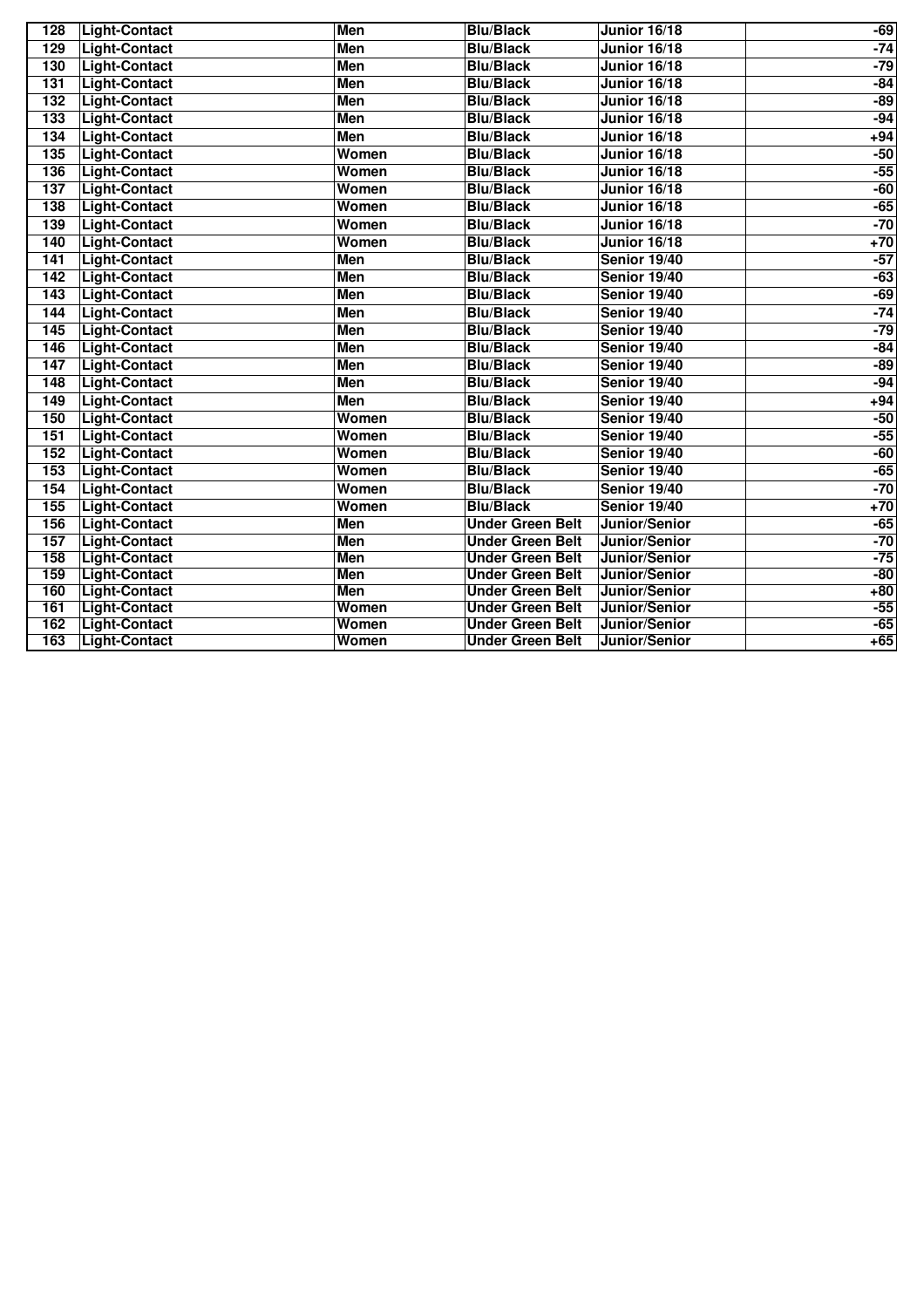| 128 | Light-Contact | Men | Blu/Black | Junior 16/18 | -69 |
|---|---|---|---|---|---|
| 129 | Light-Contact | Men | Blu/Black | Junior 16/18 | -74 |
| 130 | Light-Contact | Men | Blu/Black | Junior 16/18 | -79 |
| 131 | Light-Contact | Men | Blu/Black | Junior 16/18 | -84 |
| 132 | Light-Contact | Men | Blu/Black | Junior 16/18 | -89 |
| 133 | Light-Contact | Men | Blu/Black | Junior 16/18 | -94 |
| 134 | Light-Contact | Men | Blu/Black | Junior 16/18 | +94 |
| 135 | Light-Contact | Women | Blu/Black | Junior 16/18 | -50 |
| 136 | Light-Contact | Women | Blu/Black | Junior 16/18 | -55 |
| 137 | Light-Contact | Women | Blu/Black | Junior 16/18 | -60 |
| 138 | Light-Contact | Women | Blu/Black | Junior 16/18 | -65 |
| 139 | Light-Contact | Women | Blu/Black | Junior 16/18 | -70 |
| 140 | Light-Contact | Women | Blu/Black | Junior 16/18 | +70 |
| 141 | Light-Contact | Men | Blu/Black | Senior 19/40 | -57 |
| 142 | Light-Contact | Men | Blu/Black | Senior 19/40 | -63 |
| 143 | Light-Contact | Men | Blu/Black | Senior 19/40 | -69 |
| 144 | Light-Contact | Men | Blu/Black | Senior 19/40 | -74 |
| 145 | Light-Contact | Men | Blu/Black | Senior 19/40 | -79 |
| 146 | Light-Contact | Men | Blu/Black | Senior 19/40 | -84 |
| 147 | Light-Contact | Men | Blu/Black | Senior 19/40 | -89 |
| 148 | Light-Contact | Men | Blu/Black | Senior 19/40 | -94 |
| 149 | Light-Contact | Men | Blu/Black | Senior 19/40 | +94 |
| 150 | Light-Contact | Women | Blu/Black | Senior 19/40 | -50 |
| 151 | Light-Contact | Women | Blu/Black | Senior 19/40 | -55 |
| 152 | Light-Contact | Women | Blu/Black | Senior 19/40 | -60 |
| 153 | Light-Contact | Women | Blu/Black | Senior 19/40 | -65 |
| 154 | Light-Contact | Women | Blu/Black | Senior 19/40 | -70 |
| 155 | Light-Contact | Women | Blu/Black | Senior 19/40 | +70 |
| 156 | Light-Contact | Men | Under Green Belt | Junior/Senior | -65 |
| 157 | Light-Contact | Men | Under Green Belt | Junior/Senior | -70 |
| 158 | Light-Contact | Men | Under Green Belt | Junior/Senior | -75 |
| 159 | Light-Contact | Men | Under Green Belt | Junior/Senior | -80 |
| 160 | Light-Contact | Men | Under Green Belt | Junior/Senior | +80 |
| 161 | Light-Contact | Women | Under Green Belt | Junior/Senior | -55 |
| 162 | Light-Contact | Women | Under Green Belt | Junior/Senior | -65 |
| 163 | Light-Contact | Women | Under Green Belt | Junior/Senior | +65 |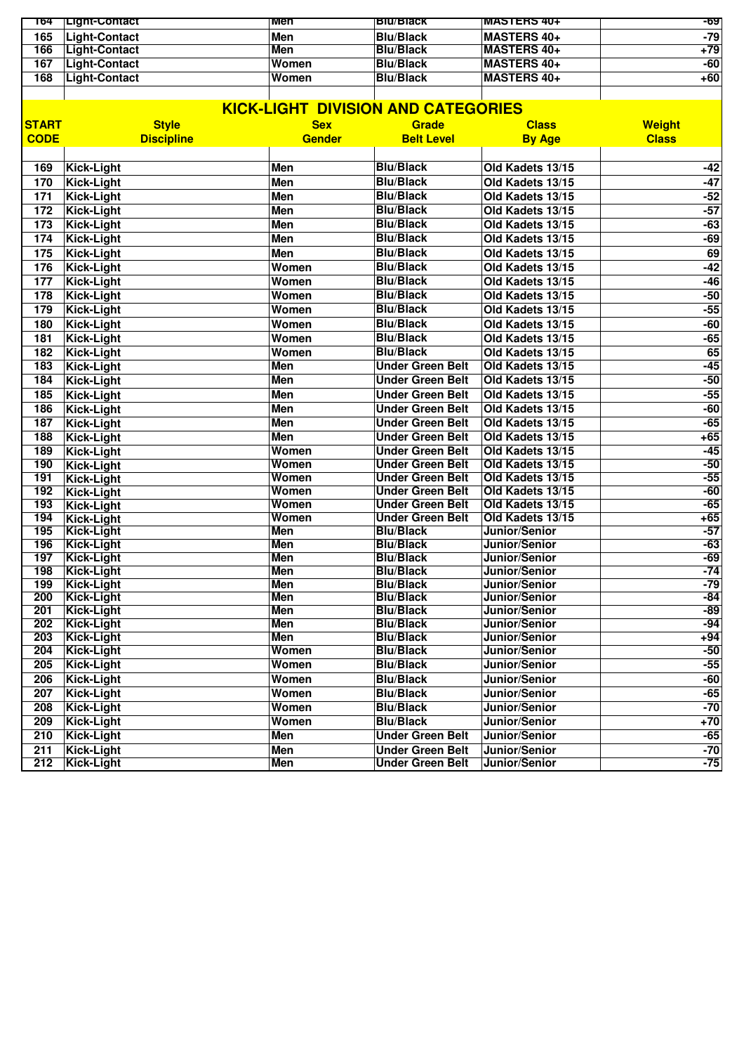| 164 | Light-Contact | Men | Blu/Black | MASTERS 40+ | -69 |
|---|---|---|---|---|---|
| 165 | Light-Contact | Men | Blu/Black | MASTERS 40+ | -79 |
| 166 | Light-Contact | Men | Blu/Black | MASTERS 40+ | +79 |
| 167 | Light-Contact | Women | Blu/Black | MASTERS 40+ | -60 |
| 168 | Light-Contact | Women | Blu/Black | MASTERS 40+ | +60 |

## KICK-LIGHT DIVISION AND CATEGORIES

| START CODE | Style Discipline | Sex Gender | Grade Belt Level | Class By Age | Weight Class |
|---|---|---|---|---|---|
| 169 | Kick-Light | Men | Blu/Black | Old Kadets 13/15 | -42 |
| 170 | Kick-Light | Men | Blu/Black | Old Kadets 13/15 | -47 |
| 171 | Kick-Light | Men | Blu/Black | Old Kadets 13/15 | -52 |
| 172 | Kick-Light | Men | Blu/Black | Old Kadets 13/15 | -57 |
| 173 | Kick-Light | Men | Blu/Black | Old Kadets 13/15 | -63 |
| 174 | Kick-Light | Men | Blu/Black | Old Kadets 13/15 | -69 |
| 175 | Kick-Light | Men | Blu/Black | Old Kadets 13/15 | 69 |
| 176 | Kick-Light | Women | Blu/Black | Old Kadets 13/15 | -42 |
| 177 | Kick-Light | Women | Blu/Black | Old Kadets 13/15 | -46 |
| 178 | Kick-Light | Women | Blu/Black | Old Kadets 13/15 | -50 |
| 179 | Kick-Light | Women | Blu/Black | Old Kadets 13/15 | -55 |
| 180 | Kick-Light | Women | Blu/Black | Old Kadets 13/15 | -60 |
| 181 | Kick-Light | Women | Blu/Black | Old Kadets 13/15 | -65 |
| 182 | Kick-Light | Women | Blu/Black | Old Kadets 13/15 | 65 |
| 183 | Kick-Light | Men | Under Green Belt | Old Kadets 13/15 | -45 |
| 184 | Kick-Light | Men | Under Green Belt | Old Kadets 13/15 | -50 |
| 185 | Kick-Light | Men | Under Green Belt | Old Kadets 13/15 | -55 |
| 186 | Kick-Light | Men | Under Green Belt | Old Kadets 13/15 | -60 |
| 187 | Kick-Light | Men | Under Green Belt | Old Kadets 13/15 | -65 |
| 188 | Kick-Light | Men | Under Green Belt | Old Kadets 13/15 | +65 |
| 189 | Kick-Light | Women | Under Green Belt | Old Kadets 13/15 | -45 |
| 190 | Kick-Light | Women | Under Green Belt | Old Kadets 13/15 | -50 |
| 191 | Kick-Light | Women | Under Green Belt | Old Kadets 13/15 | -55 |
| 192 | Kick-Light | Women | Under Green Belt | Old Kadets 13/15 | -60 |
| 193 | Kick-Light | Women | Under Green Belt | Old Kadets 13/15 | -65 |
| 194 | Kick-Light | Women | Under Green Belt | Old Kadets 13/15 | +65 |
| 195 | Kick-Light | Men | Blu/Black | Junior/Senior | -57 |
| 196 | Kick-Light | Men | Blu/Black | Junior/Senior | -63 |
| 197 | Kick-Light | Men | Blu/Black | Junior/Senior | -69 |
| 198 | Kick-Light | Men | Blu/Black | Junior/Senior | -74 |
| 199 | Kick-Light | Men | Blu/Black | Junior/Senior | -79 |
| 200 | Kick-Light | Men | Blu/Black | Junior/Senior | -84 |
| 201 | Kick-Light | Men | Blu/Black | Junior/Senior | -89 |
| 202 | Kick-Light | Men | Blu/Black | Junior/Senior | -94 |
| 203 | Kick-Light | Men | Blu/Black | Junior/Senior | +94 |
| 204 | Kick-Light | Women | Blu/Black | Junior/Senior | -50 |
| 205 | Kick-Light | Women | Blu/Black | Junior/Senior | -55 |
| 206 | Kick-Light | Women | Blu/Black | Junior/Senior | -60 |
| 207 | Kick-Light | Women | Blu/Black | Junior/Senior | -65 |
| 208 | Kick-Light | Women | Blu/Black | Junior/Senior | -70 |
| 209 | Kick-Light | Women | Blu/Black | Junior/Senior | +70 |
| 210 | Kick-Light | Men | Under Green Belt | Junior/Senior | -65 |
| 211 | Kick-Light | Men | Under Green Belt | Junior/Senior | -70 |
| 212 | Kick-Light | Men | Under Green Belt | Junior/Senior | -75 |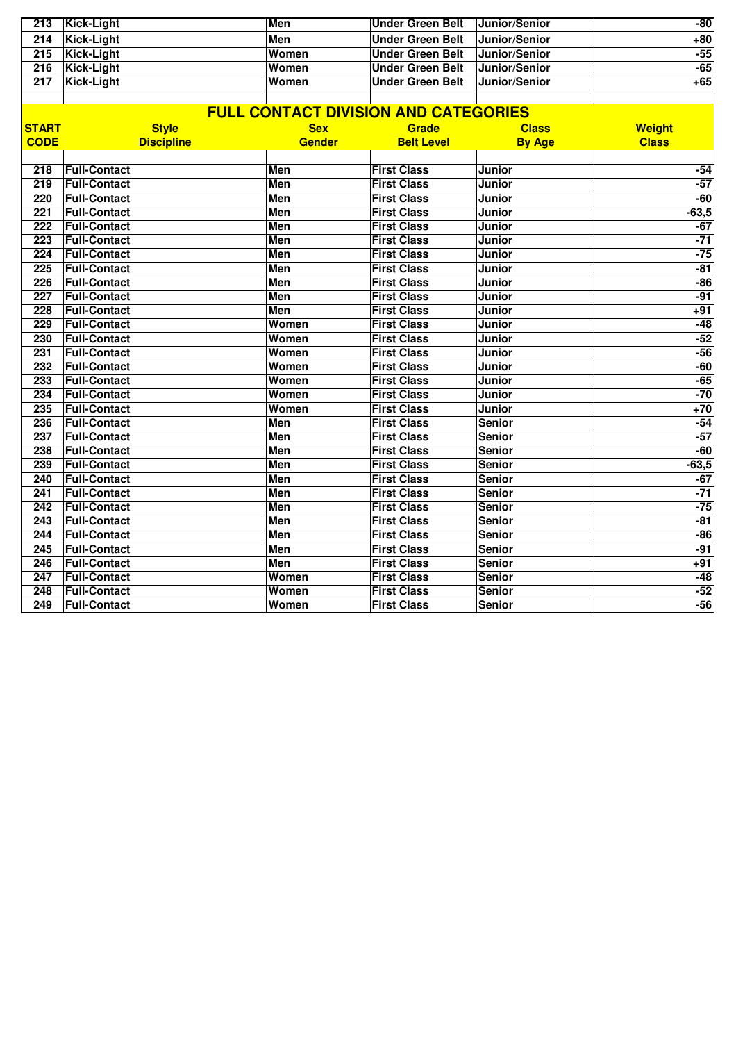| | | | | | |
|---|---|---|---|---|---|
| 213 | Kick-Light | Men | Under Green Belt | Junior/Senior | -80 |
| 214 | Kick-Light | Men | Under Green Belt | Junior/Senior | +80 |
| 215 | Kick-Light | Women | Under Green Belt | Junior/Senior | -55 |
| 216 | Kick-Light | Women | Under Green Belt | Junior/Senior | -65 |
| 217 | Kick-Light | Women | Under Green Belt | Junior/Senior | +65 |

## FULL CONTACT DIVISION AND CATEGORIES

| START CODE | Style Discipline | Sex Gender | Grade Belt Level | Class By Age | Weight Class |
|---|---|---|---|---|---|
| 218 | Full-Contact | Men | First Class | Junior | -54 |
| 219 | Full-Contact | Men | First Class | Junior | -57 |
| 220 | Full-Contact | Men | First Class | Junior | -60 |
| 221 | Full-Contact | Men | First Class | Junior | -63,5 |
| 222 | Full-Contact | Men | First Class | Junior | -67 |
| 223 | Full-Contact | Men | First Class | Junior | -71 |
| 224 | Full-Contact | Men | First Class | Junior | -75 |
| 225 | Full-Contact | Men | First Class | Junior | -81 |
| 226 | Full-Contact | Men | First Class | Junior | -86 |
| 227 | Full-Contact | Men | First Class | Junior | -91 |
| 228 | Full-Contact | Men | First Class | Junior | +91 |
| 229 | Full-Contact | Women | First Class | Junior | -48 |
| 230 | Full-Contact | Women | First Class | Junior | -52 |
| 231 | Full-Contact | Women | First Class | Junior | -56 |
| 232 | Full-Contact | Women | First Class | Junior | -60 |
| 233 | Full-Contact | Women | First Class | Junior | -65 |
| 234 | Full-Contact | Women | First Class | Junior | -70 |
| 235 | Full-Contact | Women | First Class | Junior | +70 |
| 236 | Full-Contact | Men | First Class | Senior | -54 |
| 237 | Full-Contact | Men | First Class | Senior | -57 |
| 238 | Full-Contact | Men | First Class | Senior | -60 |
| 239 | Full-Contact | Men | First Class | Senior | -63,5 |
| 240 | Full-Contact | Men | First Class | Senior | -67 |
| 241 | Full-Contact | Men | First Class | Senior | -71 |
| 242 | Full-Contact | Men | First Class | Senior | -75 |
| 243 | Full-Contact | Men | First Class | Senior | -81 |
| 244 | Full-Contact | Men | First Class | Senior | -86 |
| 245 | Full-Contact | Men | First Class | Senior | -91 |
| 246 | Full-Contact | Men | First Class | Senior | +91 |
| 247 | Full-Contact | Women | First Class | Senior | -48 |
| 248 | Full-Contact | Women | First Class | Senior | -52 |
| 249 | Full-Contact | Women | First Class | Senior | -56 |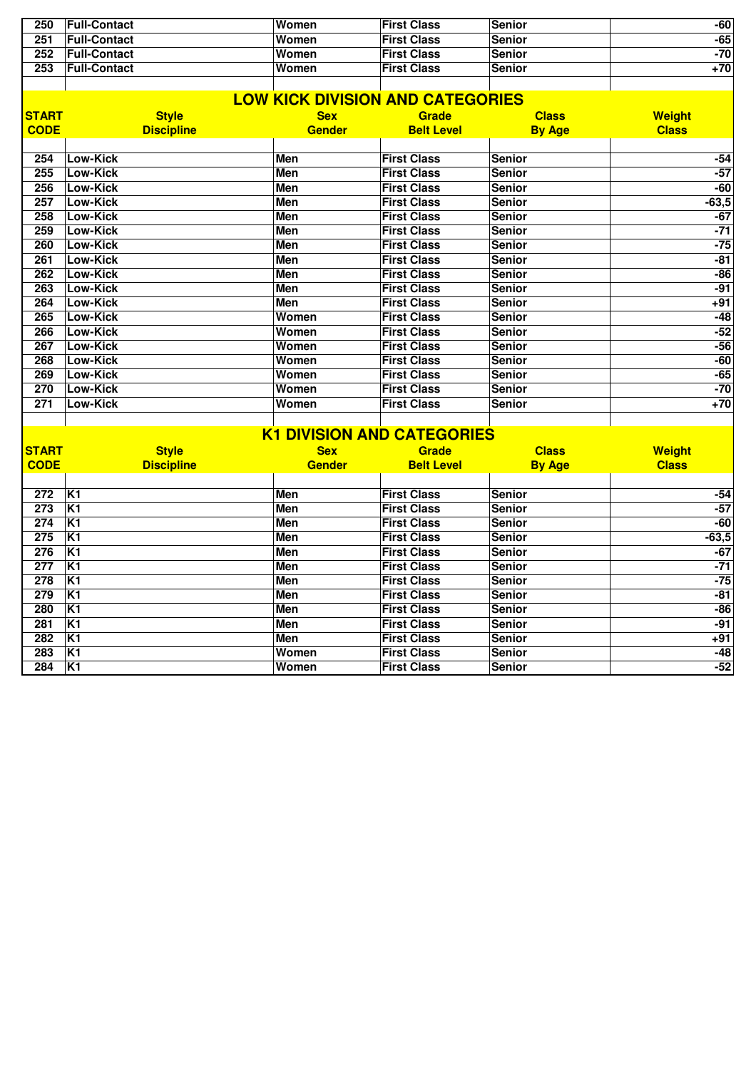| | | | | | |
|---|---|---|---|---|---|
| 250 | Full-Contact | Women | First Class | Senior | -60 |
| 251 | Full-Contact | Women | First Class | Senior | -65 |
| 252 | Full-Contact | Women | First Class | Senior | -70 |
| 253 | Full-Contact | Women | First Class | Senior | +70 |

## LOW KICK DIVISION AND CATEGORIES

| START CODE | Style Discipline | Sex Gender | Grade Belt Level | Class By Age | Weight Class |
|---|---|---|---|---|---|
| 254 | Low-Kick | Men | First Class | Senior | -54 |
| 255 | Low-Kick | Men | First Class | Senior | -57 |
| 256 | Low-Kick | Men | First Class | Senior | -60 |
| 257 | Low-Kick | Men | First Class | Senior | -63,5 |
| 258 | Low-Kick | Men | First Class | Senior | -67 |
| 259 | Low-Kick | Men | First Class | Senior | -71 |
| 260 | Low-Kick | Men | First Class | Senior | -75 |
| 261 | Low-Kick | Men | First Class | Senior | -81 |
| 262 | Low-Kick | Men | First Class | Senior | -86 |
| 263 | Low-Kick | Men | First Class | Senior | -91 |
| 264 | Low-Kick | Men | First Class | Senior | +91 |
| 265 | Low-Kick | Women | First Class | Senior | -48 |
| 266 | Low-Kick | Women | First Class | Senior | -52 |
| 267 | Low-Kick | Women | First Class | Senior | -56 |
| 268 | Low-Kick | Women | First Class | Senior | -60 |
| 269 | Low-Kick | Women | First Class | Senior | -65 |
| 270 | Low-Kick | Women | First Class | Senior | -70 |
| 271 | Low-Kick | Women | First Class | Senior | +70 |

## K1 DIVISION AND CATEGORIES

| START CODE | Style Discipline | Sex Gender | Grade Belt Level | Class By Age | Weight Class |
|---|---|---|---|---|---|
| 272 | K1 | Men | First Class | Senior | -54 |
| 273 | K1 | Men | First Class | Senior | -57 |
| 274 | K1 | Men | First Class | Senior | -60 |
| 275 | K1 | Men | First Class | Senior | -63,5 |
| 276 | K1 | Men | First Class | Senior | -67 |
| 277 | K1 | Men | First Class | Senior | -71 |
| 278 | K1 | Men | First Class | Senior | -75 |
| 279 | K1 | Men | First Class | Senior | -81 |
| 280 | K1 | Men | First Class | Senior | -86 |
| 281 | K1 | Men | First Class | Senior | -91 |
| 282 | K1 | Men | First Class | Senior | +91 |
| 283 | K1 | Women | First Class | Senior | -48 |
| 284 | K1 | Women | First Class | Senior | -52 |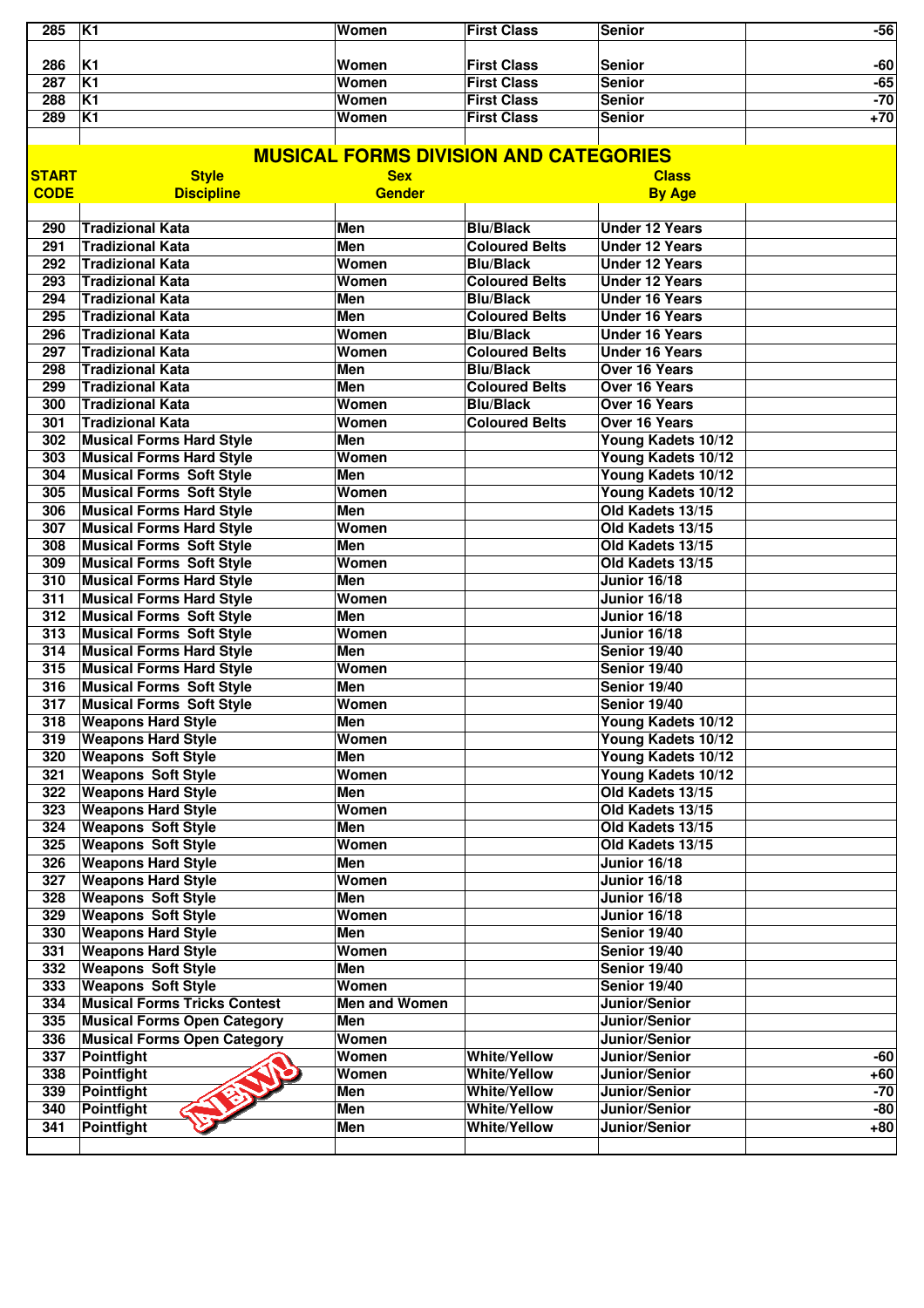| | | | | | |
|---|---|---|---|---|---|
| 285 | K1 | Women | First Class | Senior | -56 |
| 286 | K1 | Women | First Class | Senior | -60 |
| 287 | K1 | Women | First Class | Senior | -65 |
| 288 | K1 | Women | First Class | Senior | -70 |
| 289 | K1 | Women | First Class | Senior | +70 |

## MUSICAL FORMS DIVISION AND CATEGORIES

| START CODE | Style Discipline | Sex Gender | | Class By Age | |
|---|---|---|---|---|---|
| 290 | Tradizional Kata | Men | Blu/Black | Under 12 Years | |
| 291 | Tradizional Kata | Men | Coloured Belts | Under 12 Years | |
| 292 | Tradizional Kata | Women | Blu/Black | Under 12 Years | |
| 293 | Tradizional Kata | Women | Coloured Belts | Under 12 Years | |
| 294 | Tradizional Kata | Men | Blu/Black | Under 16 Years | |
| 295 | Tradizional Kata | Men | Coloured Belts | Under 16 Years | |
| 296 | Tradizional Kata | Women | Blu/Black | Under 16 Years | |
| 297 | Tradizional Kata | Women | Coloured Belts | Under 16 Years | |
| 298 | Tradizional Kata | Men | Blu/Black | Over 16 Years | |
| 299 | Tradizional Kata | Men | Coloured Belts | Over 16 Years | |
| 300 | Tradizional Kata | Women | Blu/Black | Over 16 Years | |
| 301 | Tradizional Kata | Women | Coloured Belts | Over 16 Years | |
| 302 | Musical Forms Hard Style | Men | | Young Kadets 10/12 | |
| 303 | Musical Forms Hard Style | Women | | Young Kadets 10/12 | |
| 304 | Musical Forms Soft Style | Men | | Young Kadets 10/12 | |
| 305 | Musical Forms Soft Style | Women | | Young Kadets 10/12 | |
| 306 | Musical Forms Hard Style | Men | | Old Kadets 13/15 | |
| 307 | Musical Forms Hard Style | Women | | Old Kadets 13/15 | |
| 308 | Musical Forms Soft Style | Men | | Old Kadets 13/15 | |
| 309 | Musical Forms Soft Style | Women | | Old Kadets 13/15 | |
| 310 | Musical Forms Hard Style | Men | | Junior 16/18 | |
| 311 | Musical Forms Hard Style | Women | | Junior 16/18 | |
| 312 | Musical Forms Soft Style | Men | | Junior 16/18 | |
| 313 | Musical Forms Soft Style | Women | | Junior 16/18 | |
| 314 | Musical Forms Hard Style | Men | | Senior 19/40 | |
| 315 | Musical Forms Hard Style | Women | | Senior 19/40 | |
| 316 | Musical Forms Soft Style | Men | | Senior 19/40 | |
| 317 | Musical Forms Soft Style | Women | | Senior 19/40 | |
| 318 | Weapons Hard Style | Men | | Young Kadets 10/12 | |
| 319 | Weapons Hard Style | Women | | Young Kadets 10/12 | |
| 320 | Weapons Soft Style | Men | | Young Kadets 10/12 | |
| 321 | Weapons Soft Style | Women | | Young Kadets 10/12 | |
| 322 | Weapons Hard Style | Men | | Old Kadets 13/15 | |
| 323 | Weapons Hard Style | Women | | Old Kadets 13/15 | |
| 324 | Weapons Soft Style | Men | | Old Kadets 13/15 | |
| 325 | Weapons Soft Style | Women | | Old Kadets 13/15 | |
| 326 | Weapons Hard Style | Men | | Junior 16/18 | |
| 327 | Weapons Hard Style | Women | | Junior 16/18 | |
| 328 | Weapons Soft Style | Men | | Junior 16/18 | |
| 329 | Weapons Soft Style | Women | | Junior 16/18 | |
| 330 | Weapons Hard Style | Men | | Senior 19/40 | |
| 331 | Weapons Hard Style | Women | | Senior 19/40 | |
| 332 | Weapons Soft Style | Men | | Senior 19/40 | |
| 333 | Weapons Soft Style | Women | | Senior 19/40 | |
| 334 | Musical Forms Tricks Contest | Men and Women | | Junior/Senior | |
| 335 | Musical Forms Open Category | Men | | Junior/Senior | |
| 336 | Musical Forms Open Category | Women | | Junior/Senior | |
| 337 | Pointfight | Women | White/Yellow | Junior/Senior | -60 |
| 338 | Pointfight NEW! | Women | White/Yellow | Junior/Senior | +60 |
| 339 | Pointfight | Men | White/Yellow | Junior/Senior | -70 |
| 340 | Pointfight | Men | White/Yellow | Junior/Senior | -80 |
| 341 | Pointfight | Men | White/Yellow | Junior/Senior | +80 |